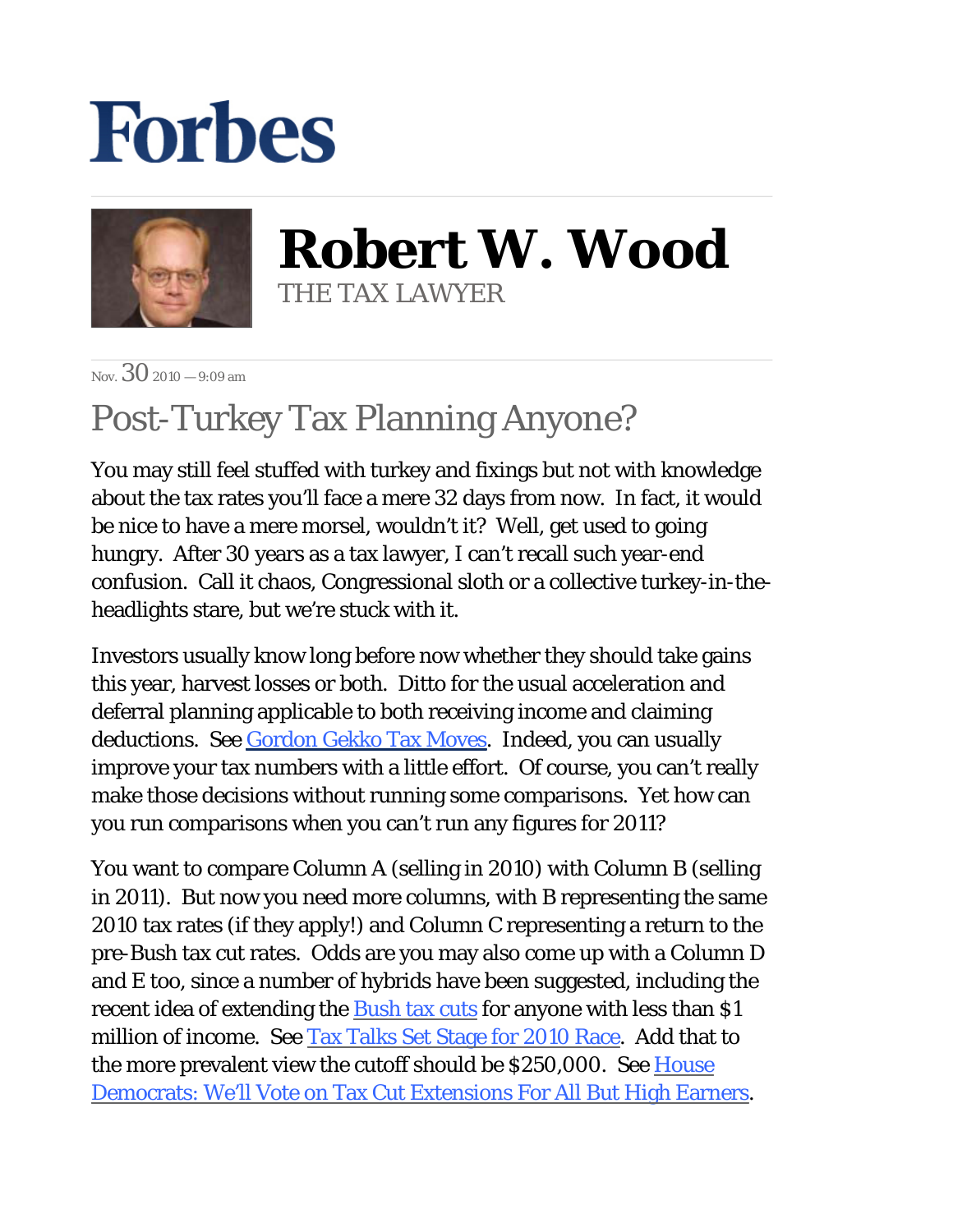# Forbes

## Robert W. Wood

THE TAX LAWYER

Nov. 30 2010 — 9:09 am

# Post-Turkey Tax Planning Anyone?

You may still feel stuffed with turkey and fixings but not with knowledge about the tax rates you'll face a mere 32 days from now. In fact, it would be nice to have a mere morsel, wouldn't it? Well, get used to going hungry. After 30 years as a tax lawyer, I can't recall such year-end confusion. Call it chaos, Congressional sloth or a collective turkey-in-the-headlights stare, but we're stuck with it.

Investors usually know long before now whether they should take gains this year, harvest losses or both. Ditto for the usual acceleration and deferral planning applicable to both receiving income and claiming deductions. See Gordon Gekko Tax Moves. Indeed, you can usually improve your tax numbers with a little effort. Of course, you can't really make those decisions without running some comparisons. Yet how can you run comparisons when you can't run any figures for 2011?

You want to compare Column A (selling in 2010) with Column B (selling in 2011). But now you need more columns, with B representing the same 2010 tax rates (if they apply!) and Column C representing a return to the pre-Bush tax cut rates. Odds are you may also come up with a Column D and E too, since a number of hybrids have been suggested, including the recent idea of extending the Bush tax cuts for anyone with less than $1 million of income. See Tax Talks Set Stage for 2010 Race. Add that to the more prevalent view the cutoff should be $250,000. See House Democrats: We'll Vote on Tax Cut Extensions For All But High Earners.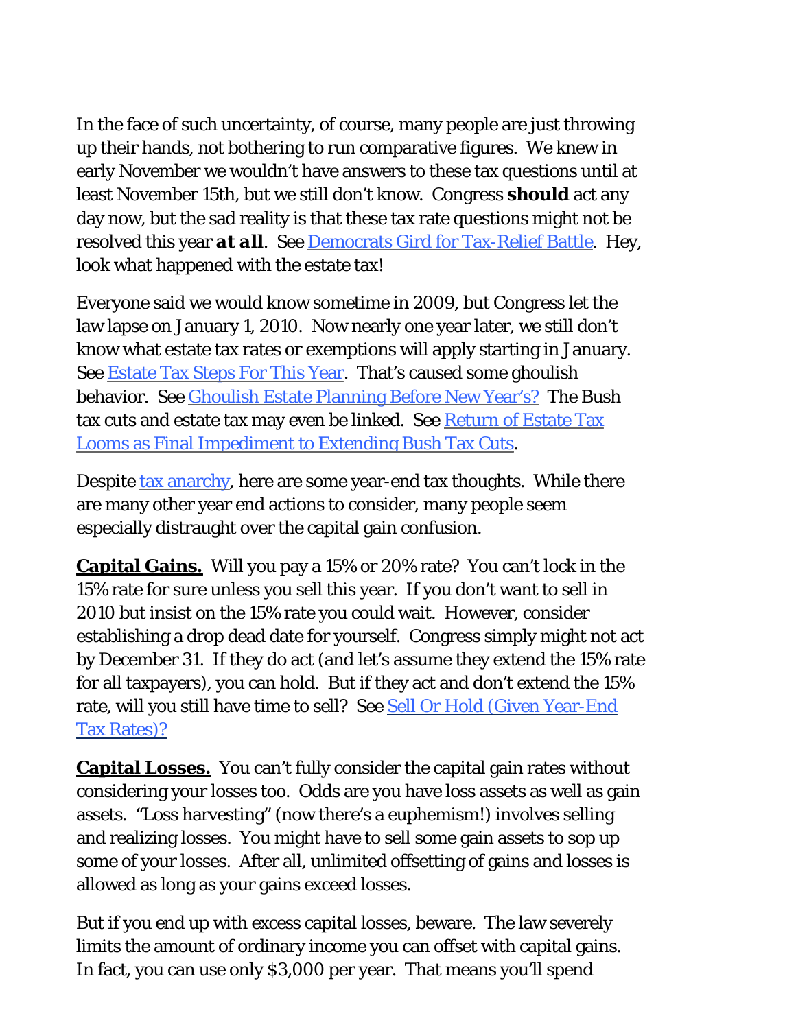In the face of such uncertainty, of course, many people are just throwing up their hands, not bothering to run comparative figures. We knew in early November we wouldn't have answers to these tax questions until at least November 15th, but we still don't know. Congress **should** act any day now, but the sad reality is that these tax rate questions might not be resolved this year ***at all***. See [Democrats Gird for Tax-Relief Battle](). Hey, look what happened with the estate tax!

Everyone said we would know sometime in 2009, but Congress let the law lapse on January 1, 2010. Now nearly one year later, we still don't know what estate tax rates or exemptions will apply starting in January. See [Estate Tax Steps For This Year](). That's caused some ghoulish behavior. See [Ghoulish Estate Planning Before New Year's?]() The Bush tax cuts and estate tax may even be linked. See [Return of Estate Tax Looms as Final Impediment to Extending Bush Tax Cuts]().

Despite [tax anarchy](), here are some year-end tax thoughts. While there are many other year end actions to consider, many people seem especially distraught over the capital gain confusion.

**Capital Gains.** Will you pay a 15% or 20% rate? You can't lock in the 15% rate for sure unless you sell this year. If you don't want to sell in 2010 but insist on the 15% rate you could wait. However, consider establishing a drop dead date for yourself. Congress simply might not act by December 31. If they do act (and let's assume they extend the 15% rate for all taxpayers), you can hold. But if they act and don't extend the 15% rate, will you still have time to sell? See [Sell Or Hold (Given Year-End Tax Rates)?]()

**Capital Losses.** You can't fully consider the capital gain rates without considering your losses too. Odds are you have loss assets as well as gain assets. "Loss harvesting" (now there's a euphemism!) involves selling and realizing losses. You might have to sell some gain assets to sop up some of your losses. After all, unlimited offsetting of gains and losses is allowed as long as your gains exceed losses.

But if you end up with excess capital losses, beware. The law severely limits the amount of ordinary income you can offset with capital gains. In fact, you can use only $3,000 per year. That means you'll spend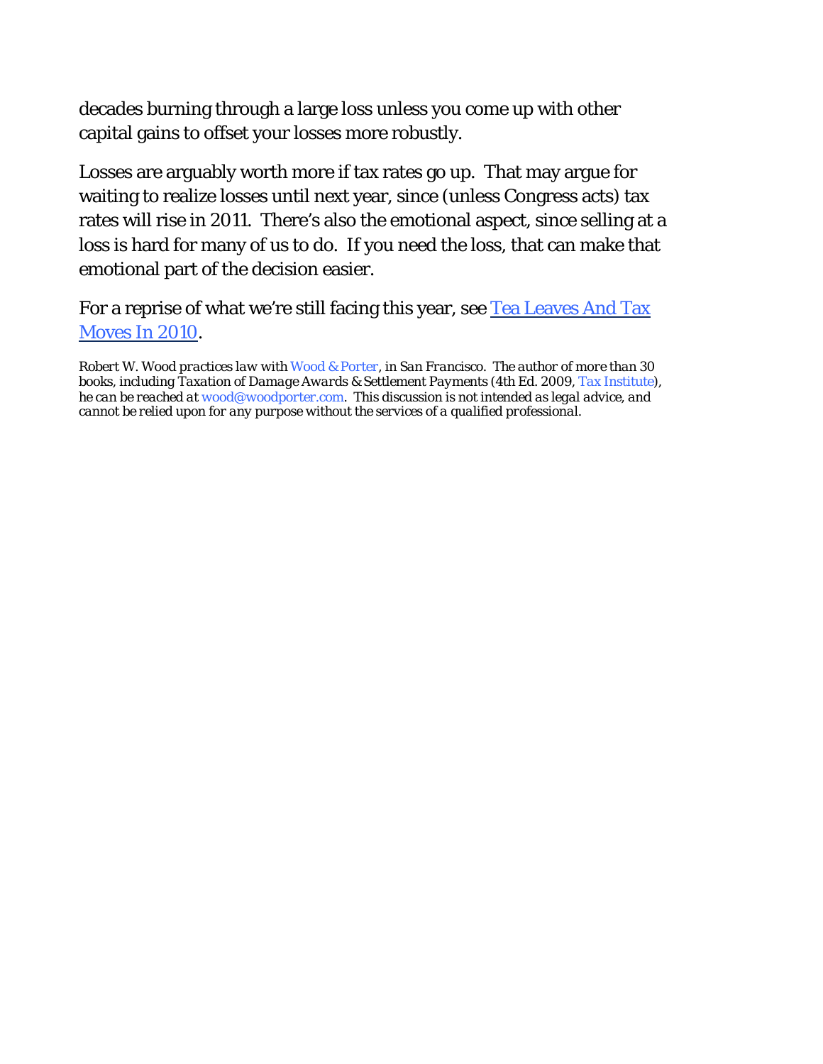decades burning through a large loss unless you come up with other capital gains to offset your losses more robustly.

Losses are arguably worth more if tax rates go up. That may argue for waiting to realize losses until next year, since (unless Congress acts) tax rates will rise in 2011. There's also the emotional aspect, since selling at a loss is hard for many of us to do. If you need the loss, that can make that emotional part of the decision easier.

For a reprise of what we're still facing this year, see [Tea Leaves And Tax Moves In 2010](#).

*Robert W. Wood practices law with Wood & Porter, in San Francisco. The author of more than 30 books, including Taxation of Damage Awards & Settlement Payments (4th Ed. 2009, Tax Institute), he can be reached at wood@woodporter.com. This discussion is not intended as legal advice, and cannot be relied upon for any purpose without the services of a qualified professional.*